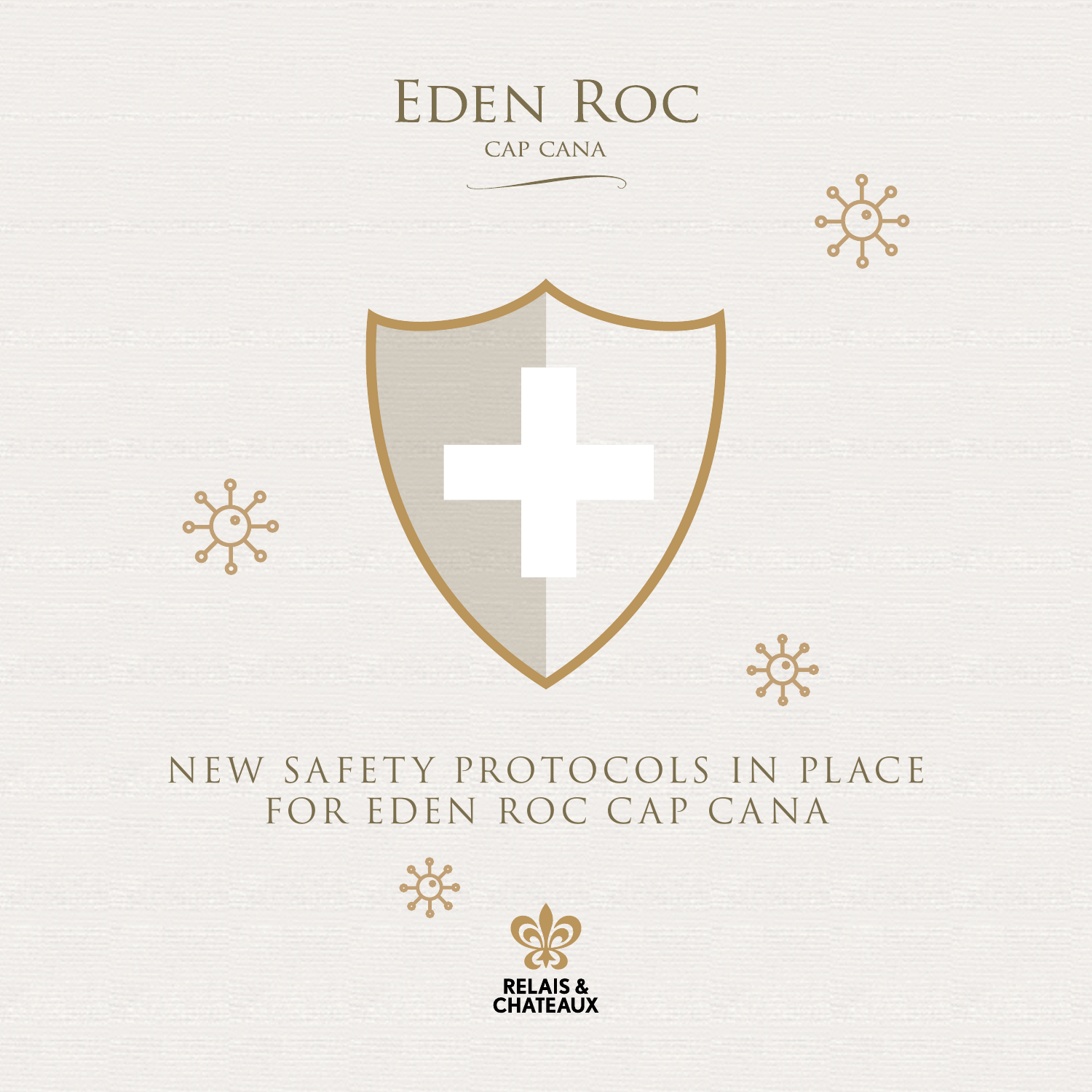# Eden Roc

CAP CANA

## NEW SAFETY PROTOCOLS IN PLACE FOR EDEN ROC CAP CANA

RELAIS & CHATEAUX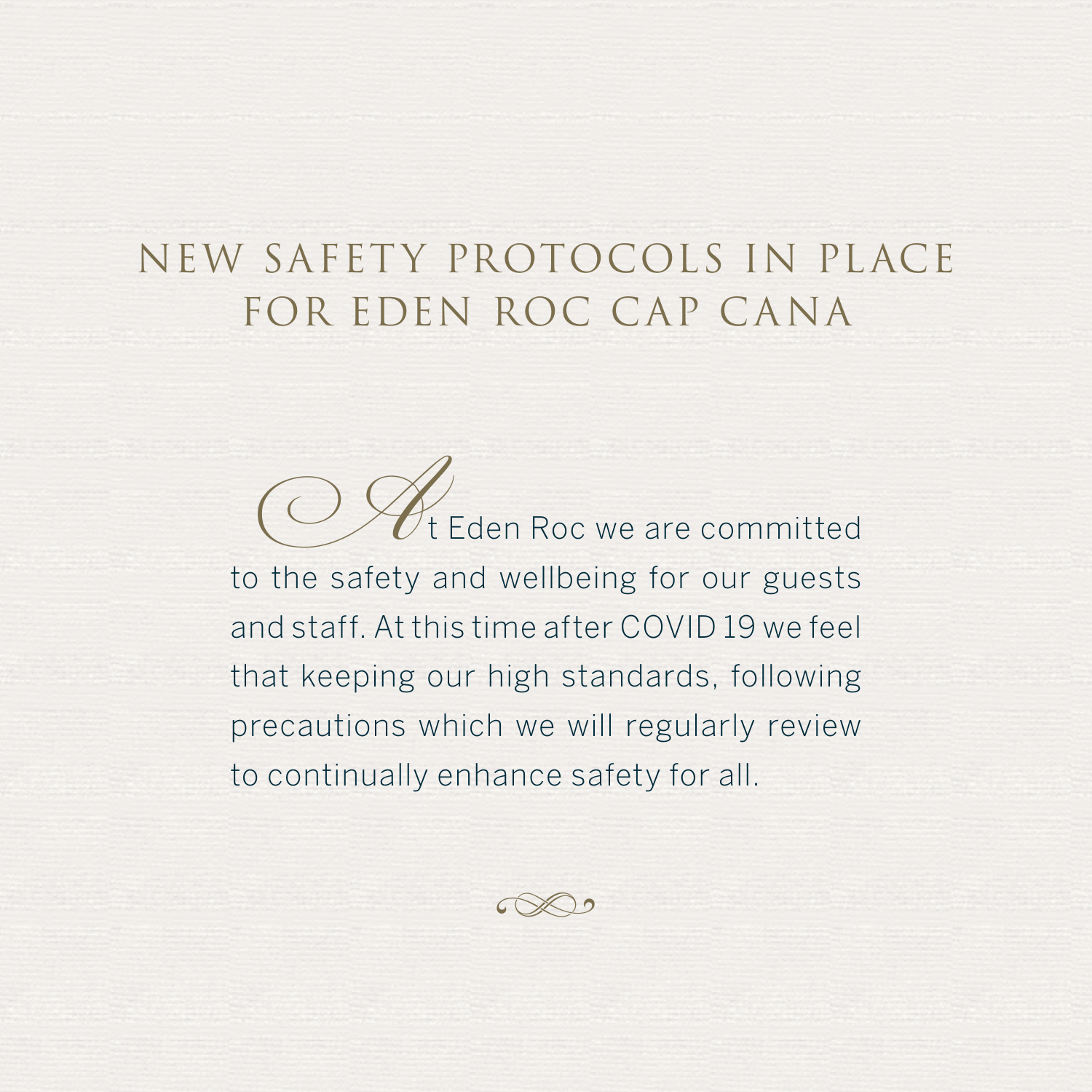# NEW SAFETY PROTOCOLS IN PLACE FOR EDEN ROC CAP CANA

At Eden Roc we are committed to the safety and wellbeing for our guests and staff. At this time after COVID 19 we feel that keeping our high standards, following precautions which we will regularly review to continually enhance safety for all.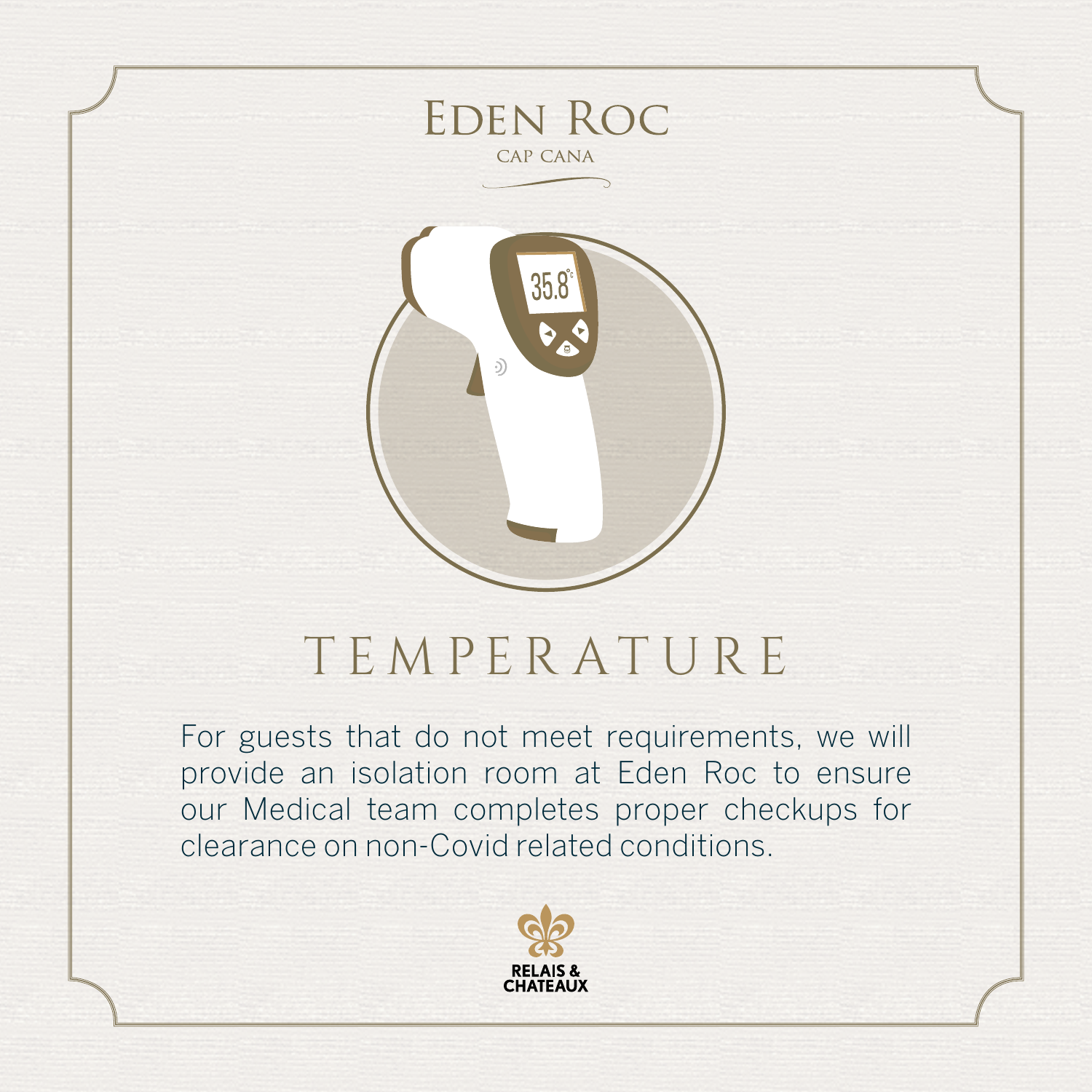# Eden Roc

CAP CANA

## TEMPERATURE

For guests that do not meet requirements, we will provide an isolation room at Eden Roc to ensure our Medical team completes proper checkups for clearance on non-Covid related conditions.

RELAIS & CHATEAUX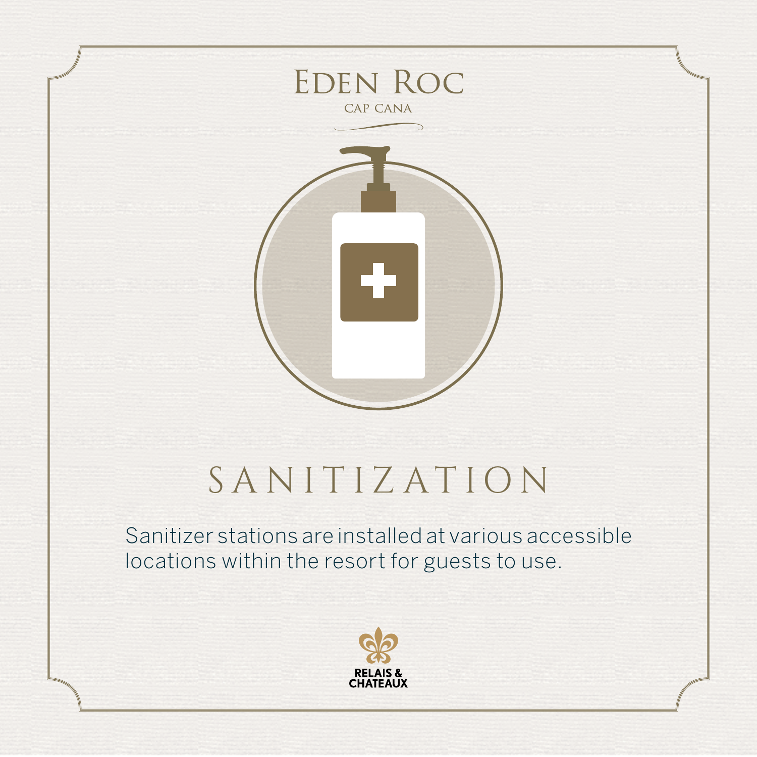EDEN ROC

CAP CANA

# SANITIZATION

Sanitizer stations are installed at various accessible locations within the resort for guests to use.

RELAIS & CHATEAUX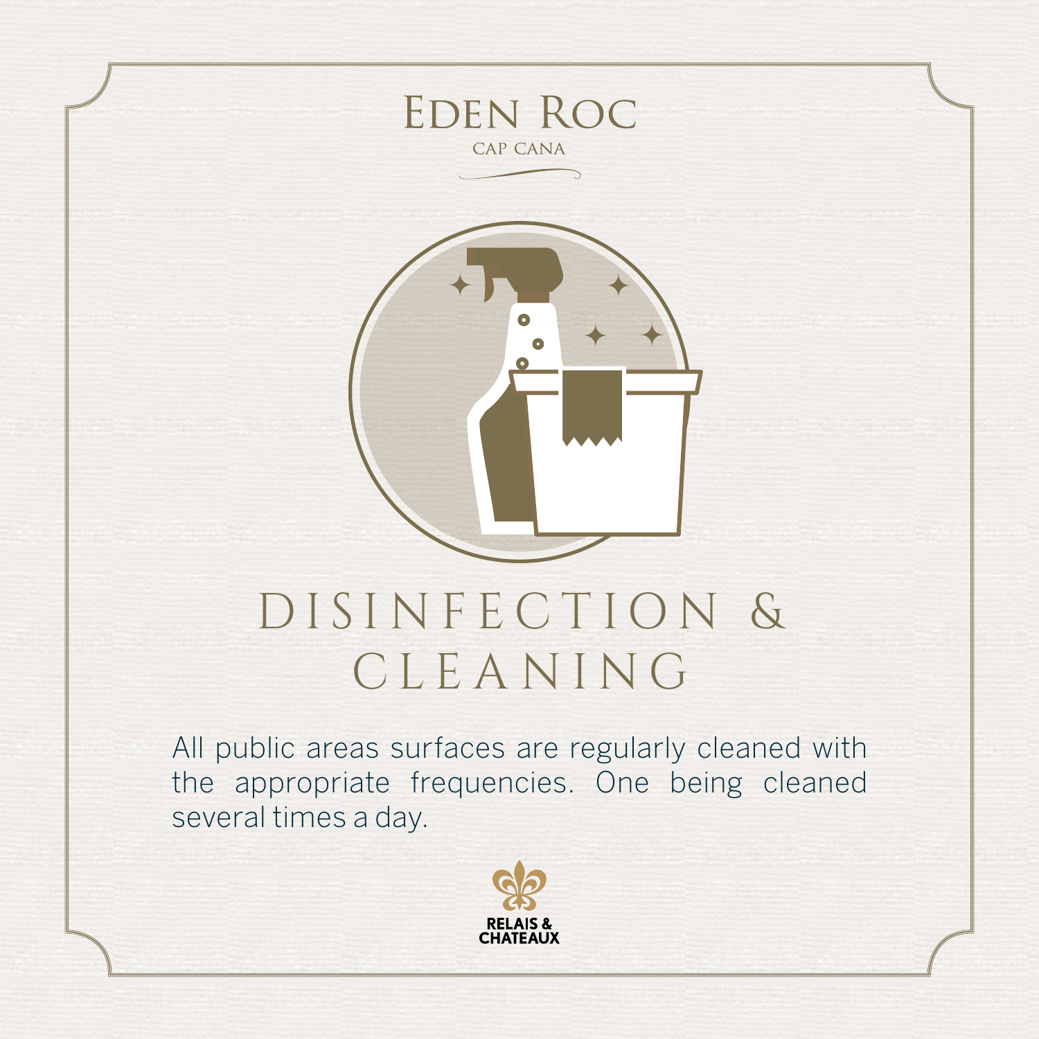EDEN ROC

CAP CANA

# DISINFECTION & CLEANING

All public areas surfaces are regularly cleaned with the appropriate frequencies. One being cleaned several times a day.

RELAIS & CHATEAUX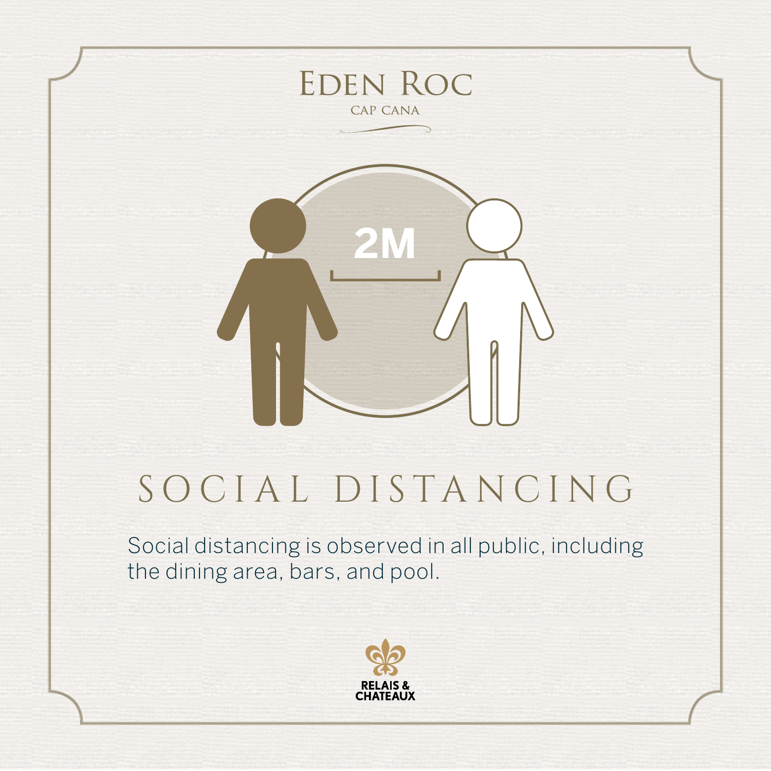EDEN ROC

CAP CANA

2M

# SOCIAL DISTANCING

Social distancing is observed in all public, including the dining area, bars, and pool.

RELAIS & CHATEAUX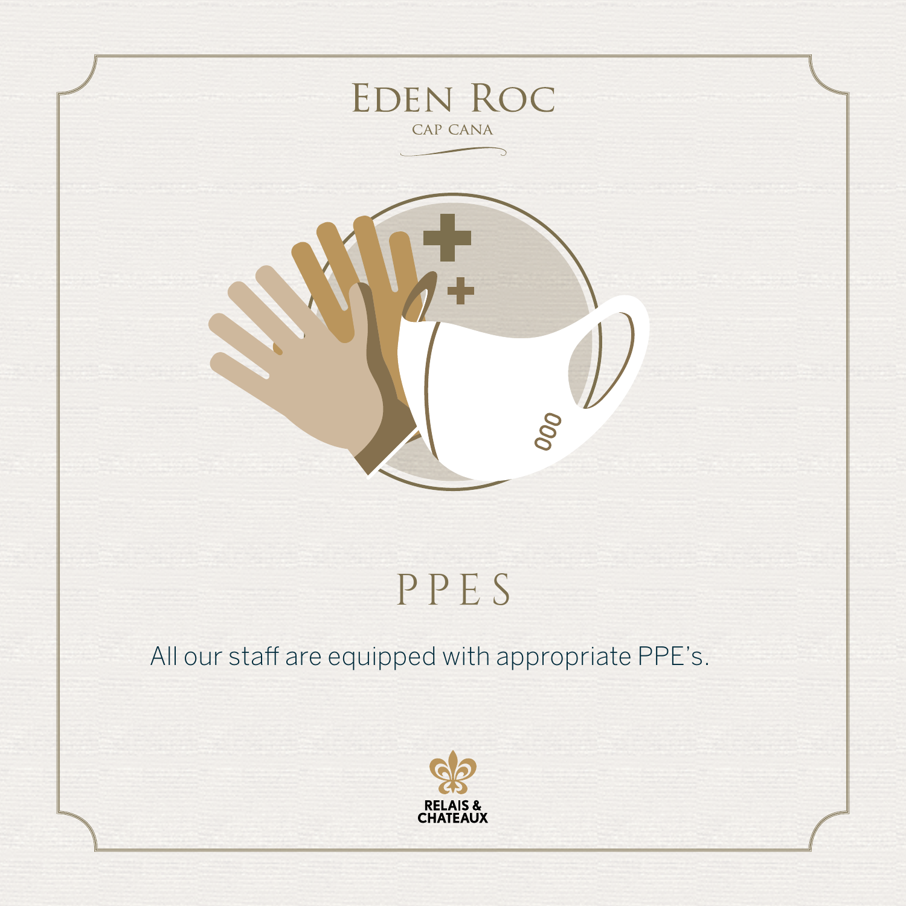EDEN ROC

CAP CANA

# PPES

All our staff are equipped with appropriate PPE's.

RELAIS & CHATEAUX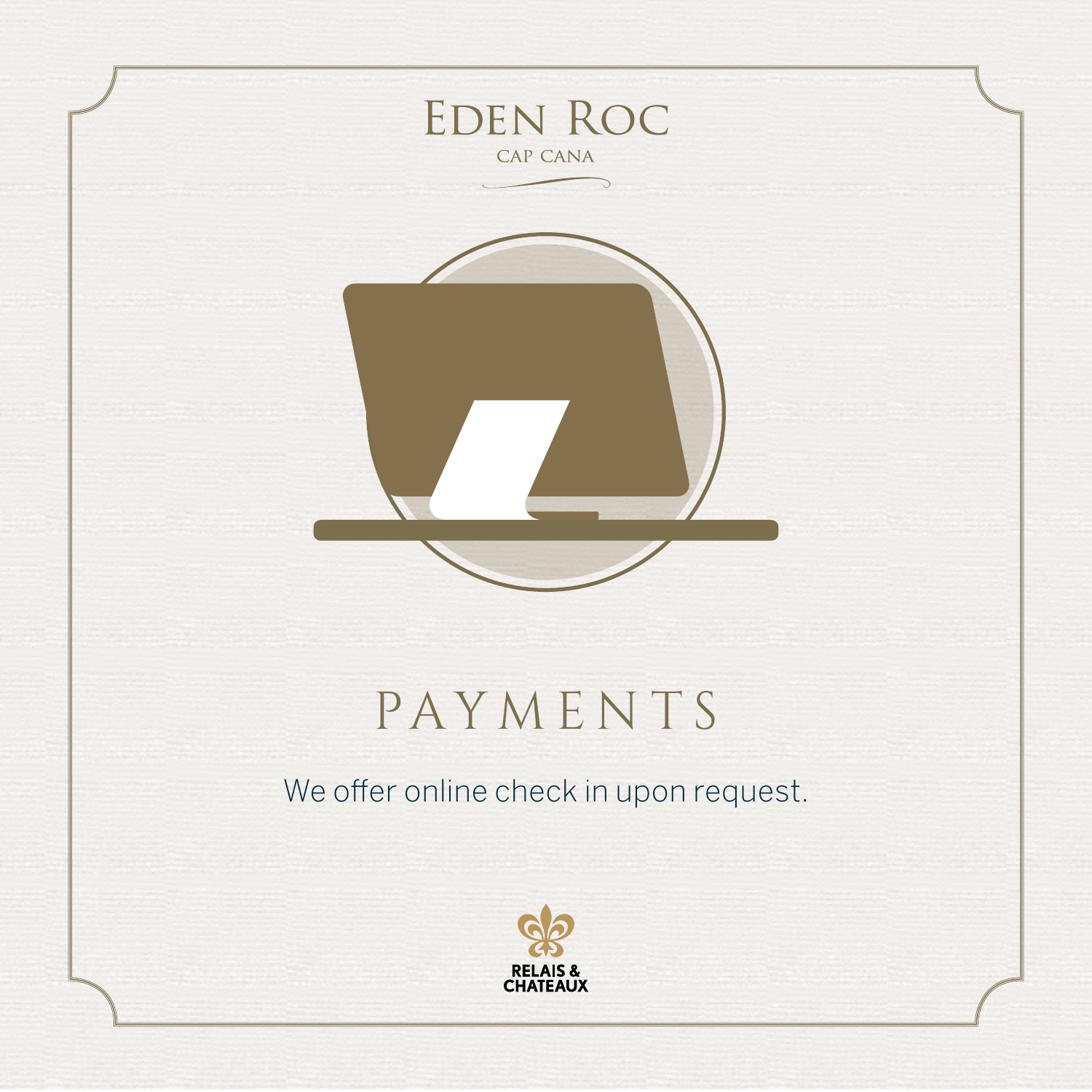Eden Roc

Cap Cana

# PAYMENTS

We offer online check in upon request.

RELAIS & CHATEAUX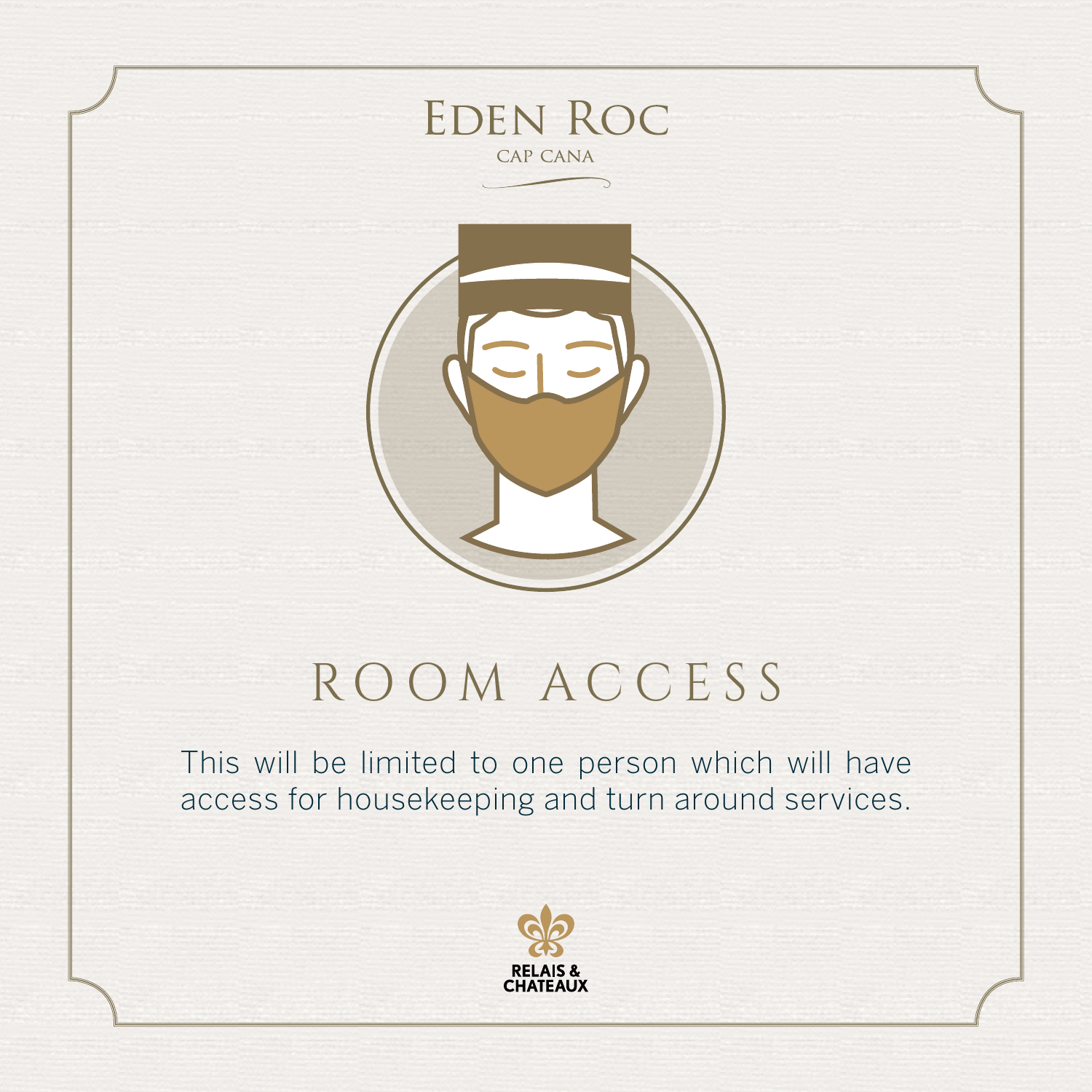EDEN ROC

CAP CANA

# ROOM ACCESS

This will be limited to one person which will have access for housekeeping and turn around services.

RELAIS & CHATEAUX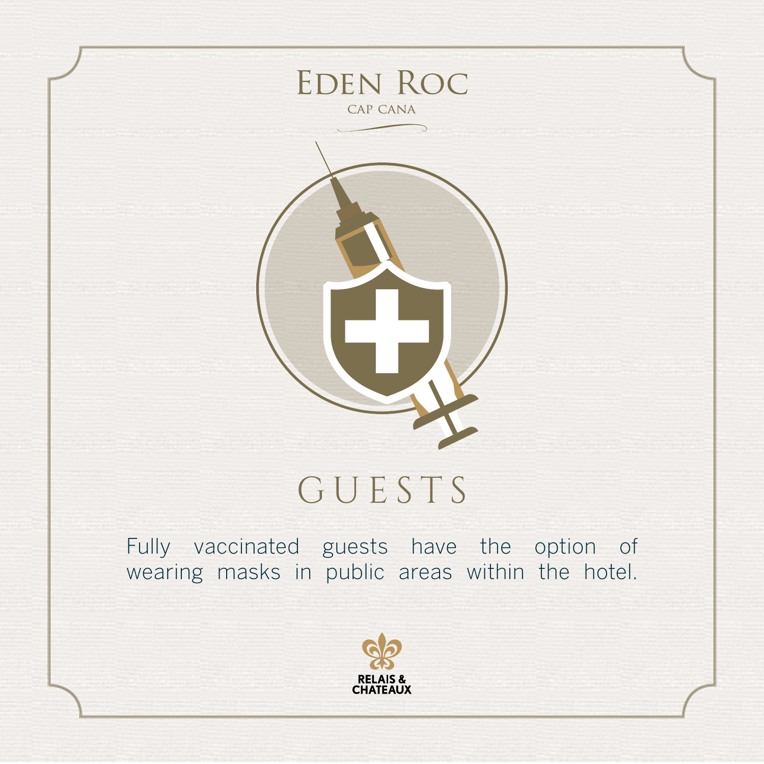EDEN ROC

CAP CANA

# GUESTS

Fully vaccinated guests have the option of wearing masks in public areas within the hotel.

RELAIS & CHATEAUX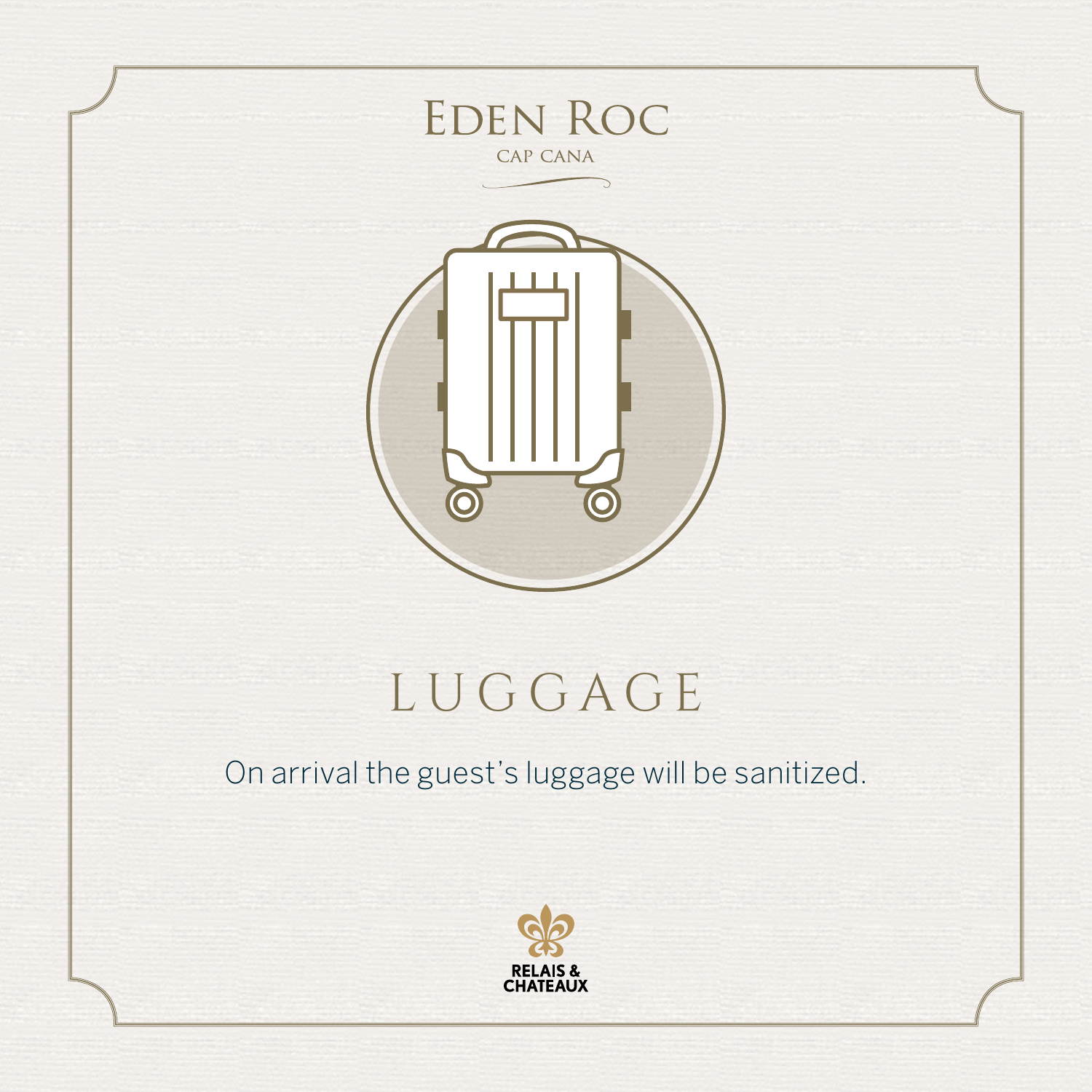Eden Roc

CAP CANA

# LUGGAGE

On arrival the guest's luggage will be sanitized.

RELAIS & CHATEAUX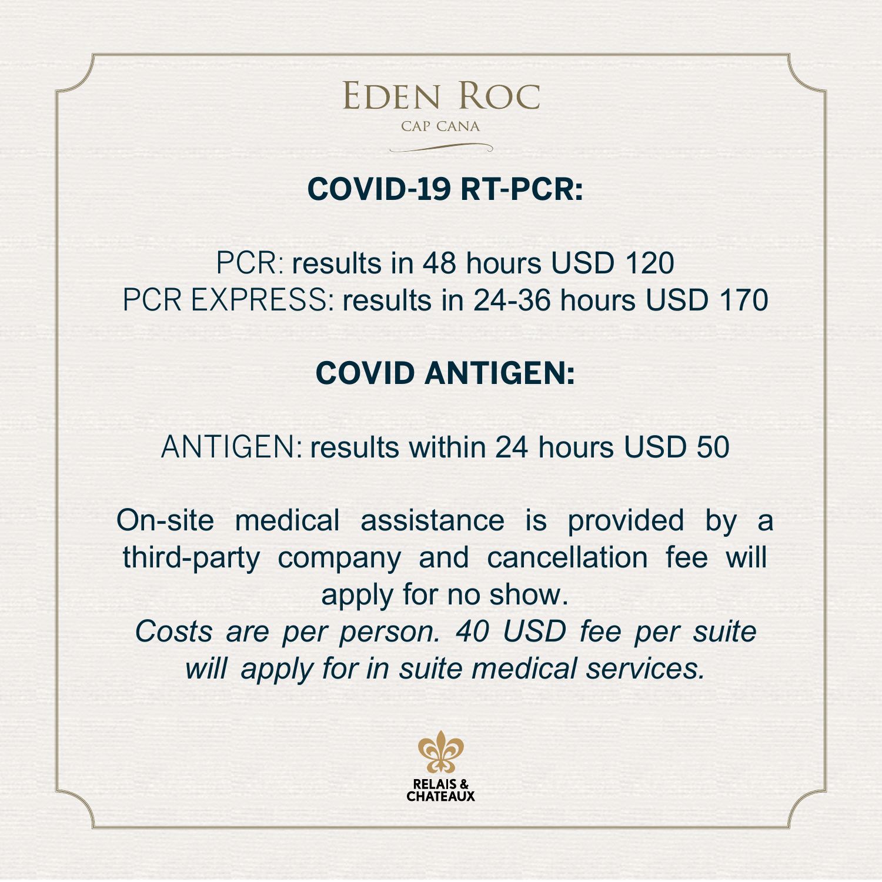EDEN ROC

CAP CANA

## COVID-19 RT-PCR:

PCR: results in 48 hours USD 120
PCR EXPRESS: results in 24-36 hours USD 170

## COVID ANTIGEN:

ANTIGEN: results within 24 hours USD 50

On-site medical assistance is provided by a third-party company and cancellation fee will apply for no show.
*Costs are per person. 40 USD fee per suite will apply for in suite medical services.*

RELAIS & CHATEAUX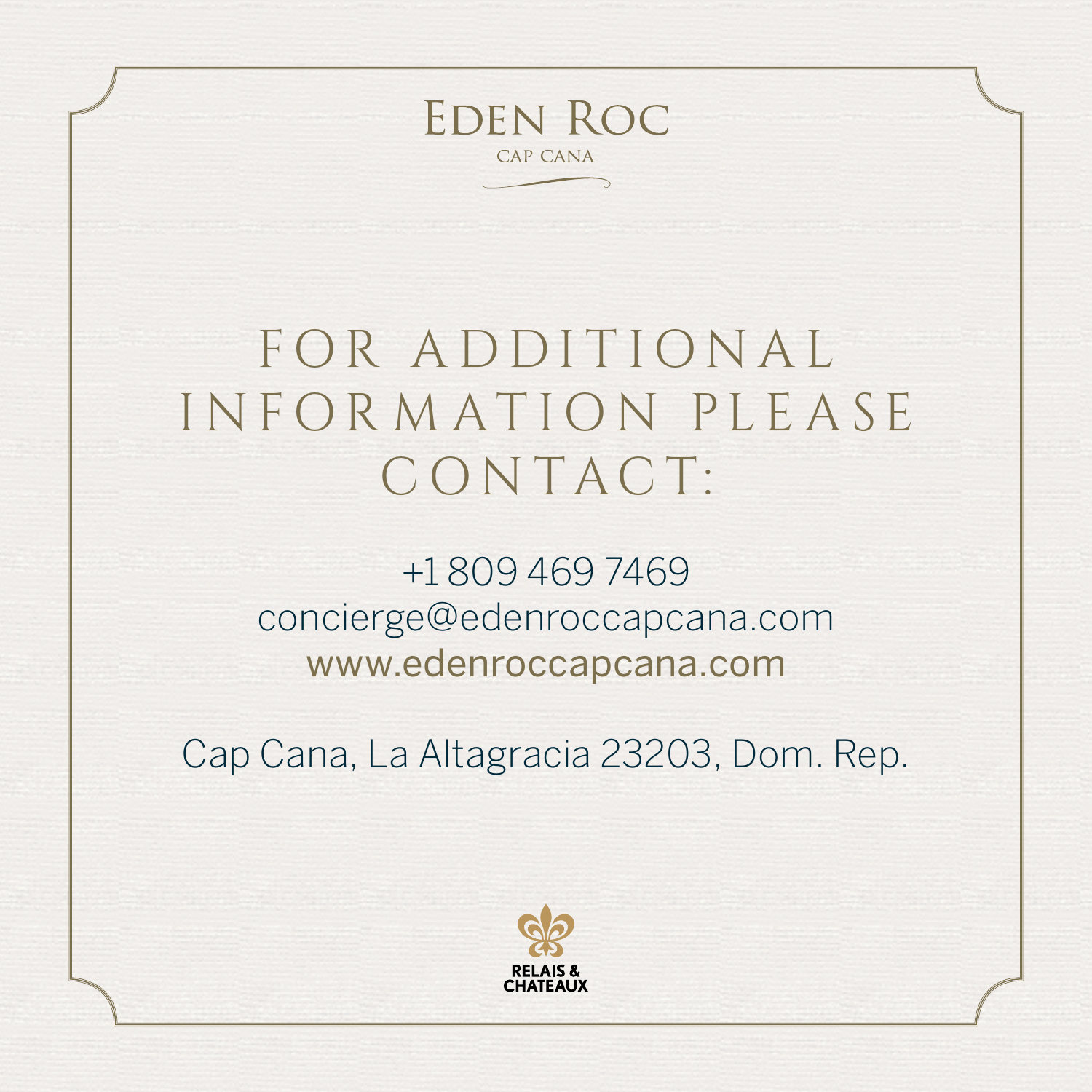EDEN ROC

CAP CANA

## FOR ADDITIONAL INFORMATION PLEASE CONTACT:

+1 809 469 7469
concierge@edenroccapcana.com
www.edenroccapcana.com

Cap Cana, La Altagracia 23203, Dom. Rep.

RELAIS & CHATEAUX